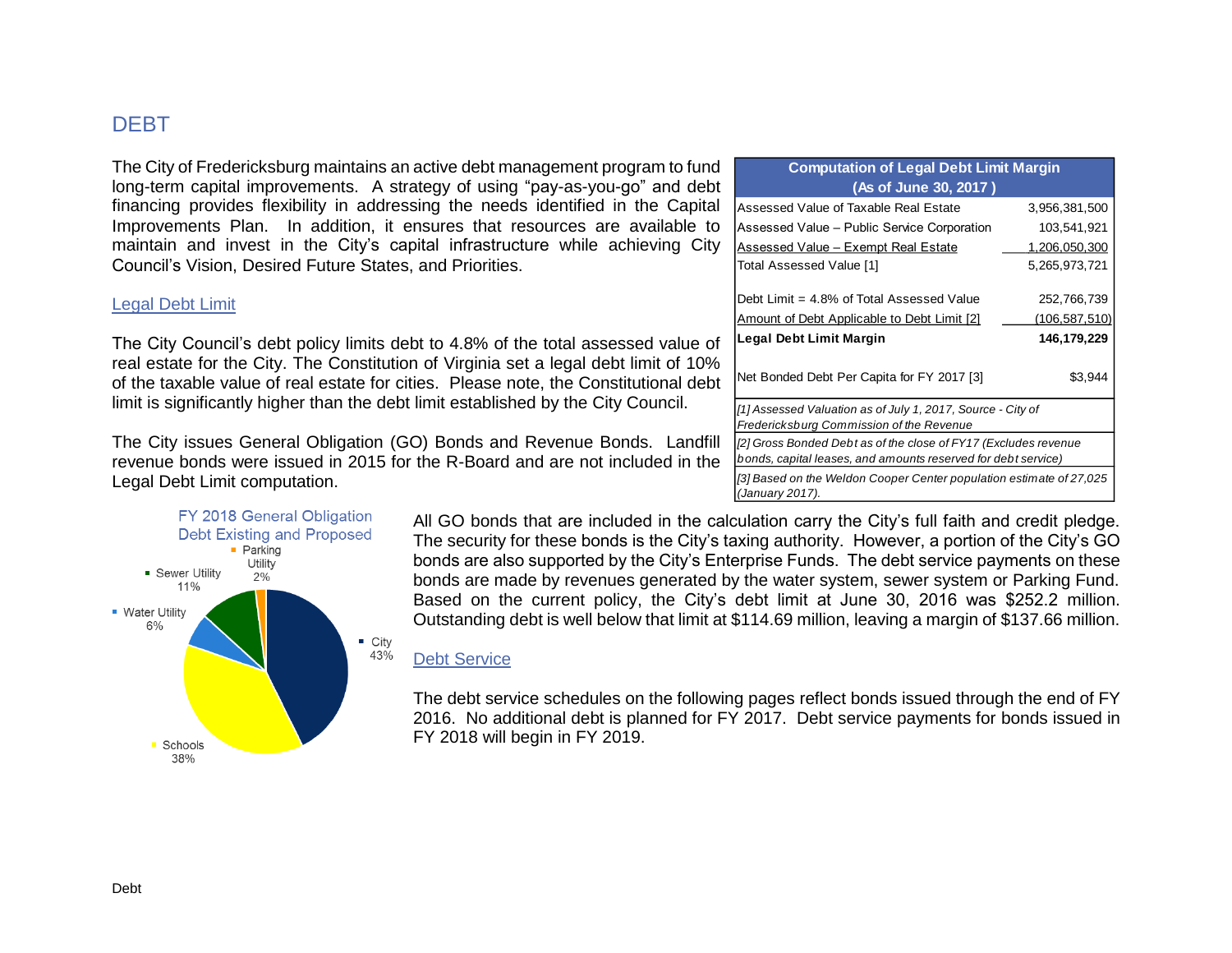# DEBT

The City of Fredericksburg maintains an active debt management program to fund long-term capital improvements. A strategy of using "pay-as-you-go" and debt financing provides flexibility in addressing the needs identified in the Capital Improvements Plan. In addition, it ensures that resources are available to maintain and invest in the City's capital infrastructure while achieving City Council's Vision, Desired Future States, and Priorities.

## Legal Debt Limit

The City Council's debt policy limits debt to 4.8% of the total assessed value of real estate for the City. The Constitution of Virginia set a legal debt limit of 10% of the taxable value of real estate for cities. Please note, the Constitutional debt limit is significantly higher than the debt limit established by the City Council.

The City issues General Obligation (GO) Bonds and Revenue Bonds. Landfill revenue bonds were issued in 2015 for the R-Board and are not included in the Legal Debt Limit computation.

| Computation of Legal Debt Limit Margin (As of June 30, 2017 ) | |
|---|---|
| Assessed Value of Taxable Real Estate | 3,956,381,500 |
| Assessed Value – Public Service Corporation | 103,541,921 |
| Assessed Value – Exempt Real Estate | 1,206,050,300 |
| Total Assessed Value [1] | 5,265,973,721 |
| Debt Limit = 4.8% of Total Assessed Value | 252,766,739 |
| Amount of Debt Applicable to Debt Limit [2] | (106,587,510) |
| **Legal Debt Limit Margin** | **146,179,229** |
| Net Bonded Debt Per Capita for FY 2017 [3] | $3,944 |

*[1] Assessed Valuation as of July 1, 2017, Source - City of Fredericksburg Commission of the Revenue*

*[2] Gross Bonded Debt as of the close of FY17 (Excludes revenue bonds, capital leases, and amounts reserved for debt service)*

*[3] Based on the Weldon Cooper Center population estimate of 27,025 (January 2017).*

FY 2018 General Obligation Debt Existing and Proposed

| Category | Percent |
|---|---|
| City | 43% |
| Schools | 38% |
| Water Utility | 6% |
| Sewer Utility | 11% |
| Parking Utility | 2% |

All GO bonds that are included in the calculation carry the City's full faith and credit pledge. The security for these bonds is the City's taxing authority. However, a portion of the City's GO bonds are also supported by the City's Enterprise Funds. The debt service payments on these bonds are made by revenues generated by the water system, sewer system or Parking Fund. Based on the current policy, the City's debt limit at June 30, 2016 was $252.2 million. Outstanding debt is well below that limit at $114.69 million, leaving a margin of $137.66 million.

## Debt Service

The debt service schedules on the following pages reflect bonds issued through the end of FY 2016. No additional debt is planned for FY 2017. Debt service payments for bonds issued in FY 2018 will begin in FY 2019.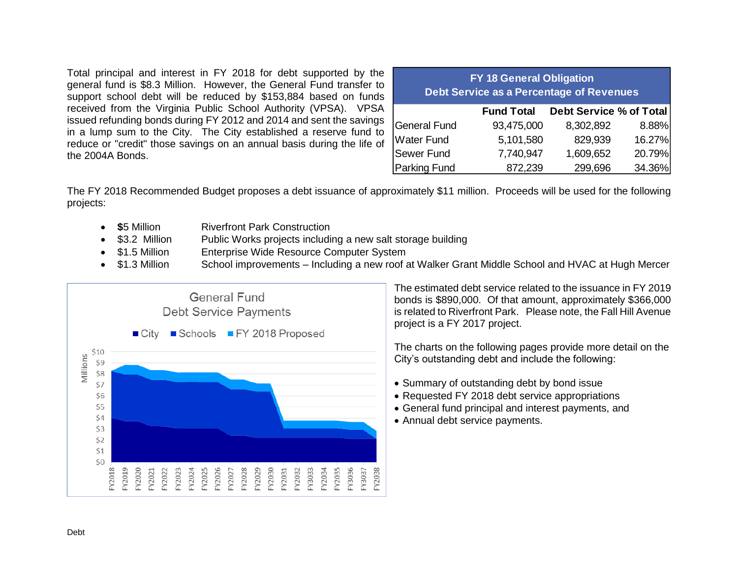Total principal and interest in FY 2018 for debt supported by the general fund is $8.3 Million. However, the General Fund transfer to support school debt will be reduced by $153,884 based on funds received from the Virginia Public School Authority (VPSA). VPSA issued refunding bonds during FY 2012 and 2014 and sent the savings in a lump sum to the City. The City established a reserve fund to reduce or "credit" those savings on an annual basis during the life of the 2004A Bonds.

| FY 18 General Obligation<br>Debt Service as a Percentage of Revenues | | | |
|---|---|---|---|
| | Fund Total | Debt Service | % of Total |
| General Fund | 93,475,000 | 8,302,892 | 8.88% |
| Water Fund | 5,101,580 | 829,939 | 16.27% |
| Sewer Fund | 7,740,947 | 1,609,652 | 20.79% |
| Parking Fund | 872,239 | 299,696 | 34.36% |

The FY 2018 Recommended Budget proposes a debt issuance of approximately $11 million. Proceeds will be used for the following projects:

- $5 Million — Riverfront Park Construction
- $3.2 Million — Public Works projects including a new salt storage building
- $1.5 Million — Enterprise Wide Resource Computer System
- $1.3 Million — School improvements – Including a new roof at Walker Grant Middle School and HVAC at Hugh Mercer

The estimated debt service related to the issuance in FY 2019 bonds is $890,000. Of that amount, approximately $366,000 is related to Riverfront Park. Please note, the Fall Hill Avenue project is a FY 2017 project.

The charts on the following pages provide more detail on the City's outstanding debt and include the following:

- Summary of outstanding debt by bond issue
- Requested FY 2018 debt service appropriations
- General fund principal and interest payments, and
- Annual debt service payments.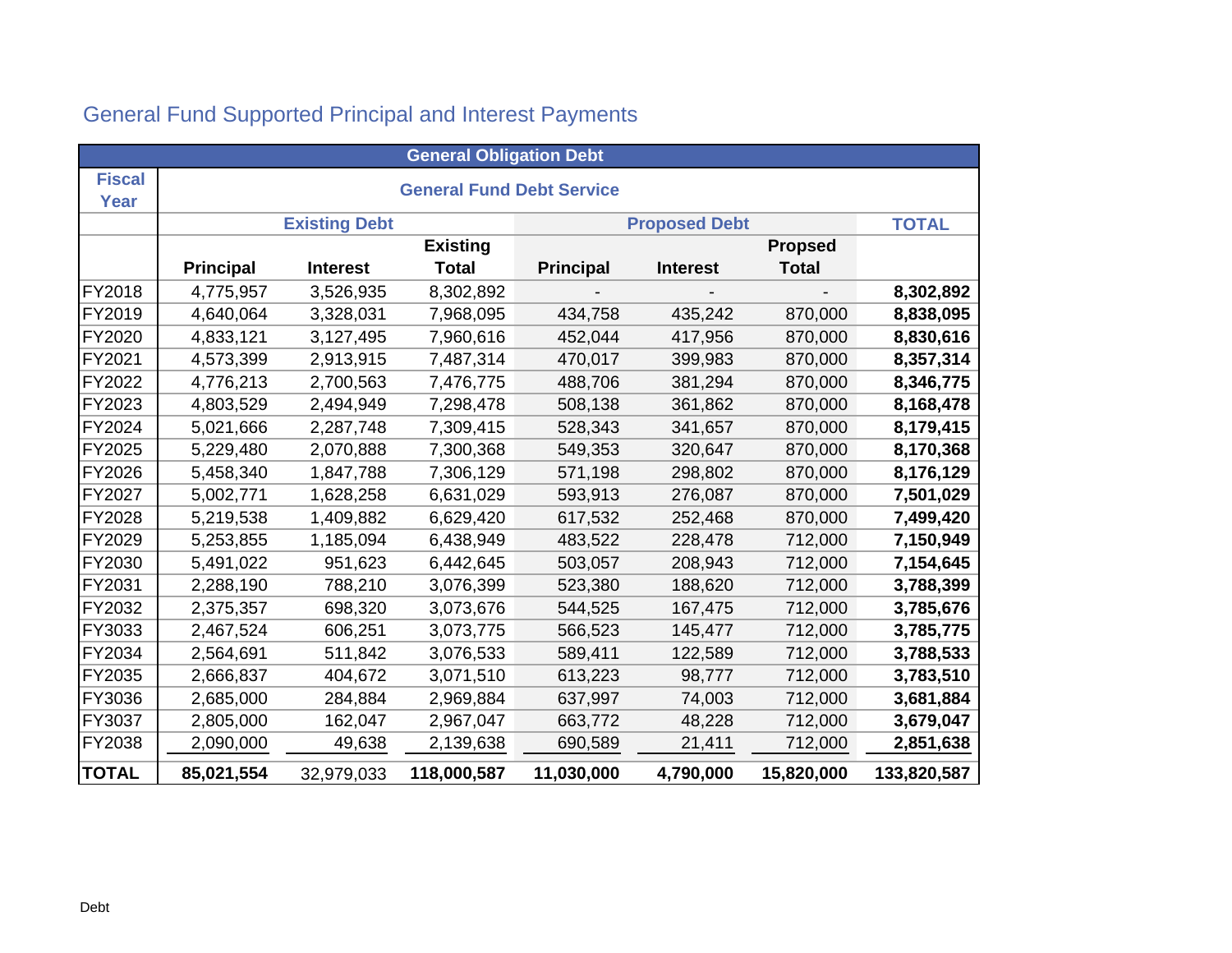## General Fund Supported Principal and Interest Payments

| General Obligation Debt | | | | | | | |
|---|---|---|---|---|---|---|---|
| Fiscal Year | General Fund Debt Service | | | | | | |
| | Existing Debt | | | Proposed Debt | | | TOTAL |
| | Principal | Interest | Existing Total | Principal | Interest | Propsed Total | |
| FY2018 | 4,775,957 | 3,526,935 | 8,302,892 | - | - | - | **8,302,892** |
| FY2019 | 4,640,064 | 3,328,031 | 7,968,095 | 434,758 | 435,242 | 870,000 | **8,838,095** |
| FY2020 | 4,833,121 | 3,127,495 | 7,960,616 | 452,044 | 417,956 | 870,000 | **8,830,616** |
| FY2021 | 4,573,399 | 2,913,915 | 7,487,314 | 470,017 | 399,983 | 870,000 | **8,357,314** |
| FY2022 | 4,776,213 | 2,700,563 | 7,476,775 | 488,706 | 381,294 | 870,000 | **8,346,775** |
| FY2023 | 4,803,529 | 2,494,949 | 7,298,478 | 508,138 | 361,862 | 870,000 | **8,168,478** |
| FY2024 | 5,021,666 | 2,287,748 | 7,309,415 | 528,343 | 341,657 | 870,000 | **8,179,415** |
| FY2025 | 5,229,480 | 2,070,888 | 7,300,368 | 549,353 | 320,647 | 870,000 | **8,170,368** |
| FY2026 | 5,458,340 | 1,847,788 | 7,306,129 | 571,198 | 298,802 | 870,000 | **8,176,129** |
| FY2027 | 5,002,771 | 1,628,258 | 6,631,029 | 593,913 | 276,087 | 870,000 | **7,501,029** |
| FY2028 | 5,219,538 | 1,409,882 | 6,629,420 | 617,532 | 252,468 | 870,000 | **7,499,420** |
| FY2029 | 5,253,855 | 1,185,094 | 6,438,949 | 483,522 | 228,478 | 712,000 | **7,150,949** |
| FY2030 | 5,491,022 | 951,623 | 6,442,645 | 503,057 | 208,943 | 712,000 | **7,154,645** |
| FY2031 | 2,288,190 | 788,210 | 3,076,399 | 523,380 | 188,620 | 712,000 | **3,788,399** |
| FY2032 | 2,375,357 | 698,320 | 3,073,676 | 544,525 | 167,475 | 712,000 | **3,785,676** |
| FY3033 | 2,467,524 | 606,251 | 3,073,775 | 566,523 | 145,477 | 712,000 | **3,785,775** |
| FY2034 | 2,564,691 | 511,842 | 3,076,533 | 589,411 | 122,589 | 712,000 | **3,788,533** |
| FY2035 | 2,666,837 | 404,672 | 3,071,510 | 613,223 | 98,777 | 712,000 | **3,783,510** |
| FY3036 | 2,685,000 | 284,884 | 2,969,884 | 637,997 | 74,003 | 712,000 | **3,681,884** |
| FY3037 | 2,805,000 | 162,047 | 2,967,047 | 663,772 | 48,228 | 712,000 | **3,679,047** |
| FY2038 | 2,090,000 | 49,638 | 2,139,638 | 690,589 | 21,411 | 712,000 | **2,851,638** |
| **TOTAL** | **85,021,554** | 32,979,033 | **118,000,587** | **11,030,000** | **4,790,000** | **15,820,000** | **133,820,587** |

Debt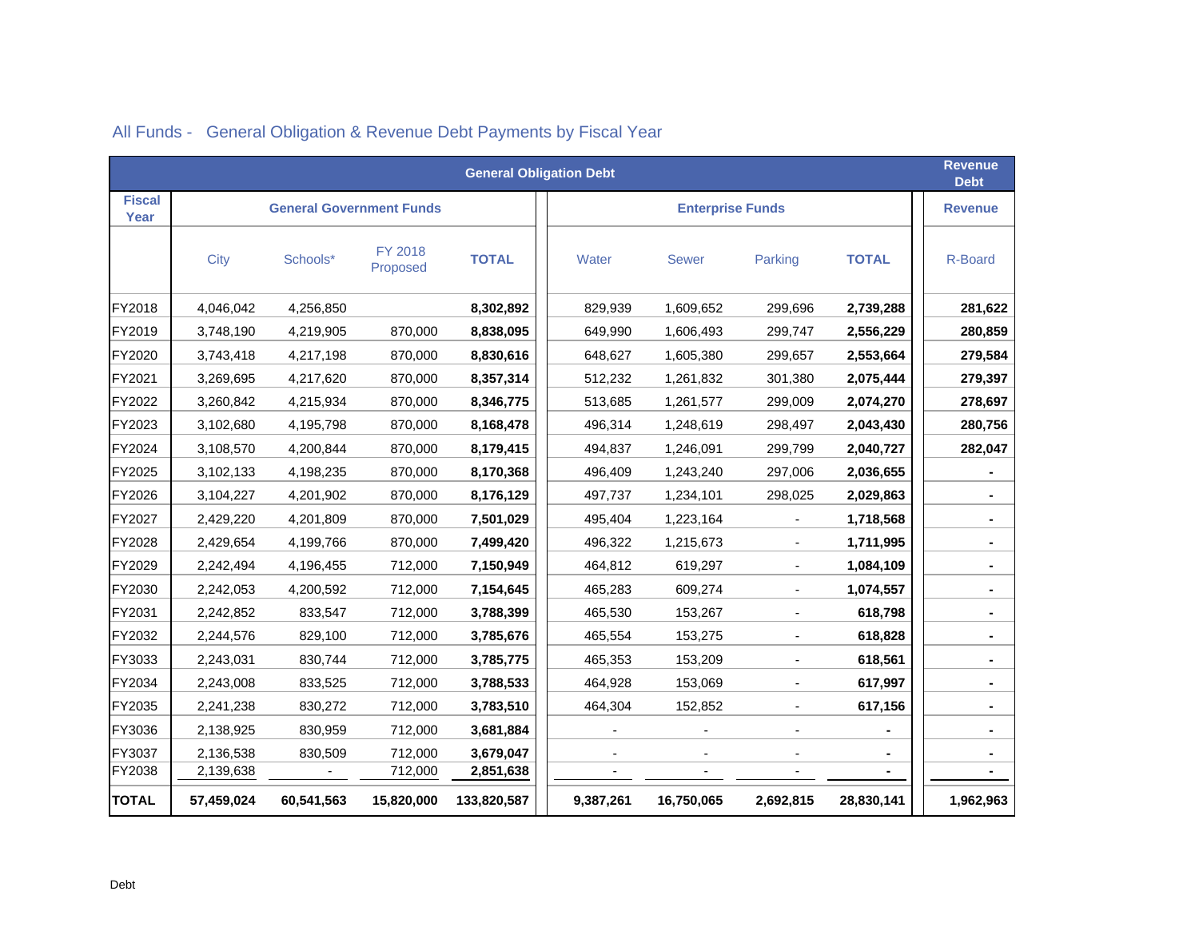## All Funds - General Obligation & Revenue Debt Payments by Fiscal Year

| | General Obligation Debt | | | | | | | | Revenue Debt |
|---|---|---|---|---|---|---|---|---|---|
| **Fiscal Year** | **General Government Funds** | | | | **Enterprise Funds** | | | | **Revenue** |
| | City | Schools* | FY 2018 Proposed | **TOTAL** | Water | Sewer | Parking | **TOTAL** | R-Board |
| FY2018 | 4,046,042 | 4,256,850 | | **8,302,892** | 829,939 | 1,609,652 | 299,696 | **2,739,288** | **281,622** |
| FY2019 | 3,748,190 | 4,219,905 | 870,000 | **8,838,095** | 649,990 | 1,606,493 | 299,747 | **2,556,229** | **280,859** |
| FY2020 | 3,743,418 | 4,217,198 | 870,000 | **8,830,616** | 648,627 | 1,605,380 | 299,657 | **2,553,664** | **279,584** |
| FY2021 | 3,269,695 | 4,217,620 | 870,000 | **8,357,314** | 512,232 | 1,261,832 | 301,380 | **2,075,444** | **279,397** |
| FY2022 | 3,260,842 | 4,215,934 | 870,000 | **8,346,775** | 513,685 | 1,261,577 | 299,009 | **2,074,270** | **278,697** |
| FY2023 | 3,102,680 | 4,195,798 | 870,000 | **8,168,478** | 496,314 | 1,248,619 | 298,497 | **2,043,430** | **280,756** |
| FY2024 | 3,108,570 | 4,200,844 | 870,000 | **8,179,415** | 494,837 | 1,246,091 | 299,799 | **2,040,727** | **282,047** |
| FY2025 | 3,102,133 | 4,198,235 | 870,000 | **8,170,368** | 496,409 | 1,243,240 | 297,006 | **2,036,655** | **-** |
| FY2026 | 3,104,227 | 4,201,902 | 870,000 | **8,176,129** | 497,737 | 1,234,101 | 298,025 | **2,029,863** | **-** |
| FY2027 | 2,429,220 | 4,201,809 | 870,000 | **7,501,029** | 495,404 | 1,223,164 | - | **1,718,568** | **-** |
| FY2028 | 2,429,654 | 4,199,766 | 870,000 | **7,499,420** | 496,322 | 1,215,673 | - | **1,711,995** | **-** |
| FY2029 | 2,242,494 | 4,196,455 | 712,000 | **7,150,949** | 464,812 | 619,297 | - | **1,084,109** | **-** |
| FY2030 | 2,242,053 | 4,200,592 | 712,000 | **7,154,645** | 465,283 | 609,274 | - | **1,074,557** | **-** |
| FY2031 | 2,242,852 | 833,547 | 712,000 | **3,788,399** | 465,530 | 153,267 | - | **618,798** | **-** |
| FY2032 | 2,244,576 | 829,100 | 712,000 | **3,785,676** | 465,554 | 153,275 | - | **618,828** | **-** |
| FY3033 | 2,243,031 | 830,744 | 712,000 | **3,785,775** | 465,353 | 153,209 | - | **618,561** | **-** |
| FY2034 | 2,243,008 | 833,525 | 712,000 | **3,788,533** | 464,928 | 153,069 | - | **617,997** | **-** |
| FY2035 | 2,241,238 | 830,272 | 712,000 | **3,783,510** | 464,304 | 152,852 | - | **617,156** | **-** |
| FY3036 | 2,138,925 | 830,959 | 712,000 | **3,681,884** | - | - | - | **-** | **-** |
| FY3037 | 2,136,538 | 830,509 | 712,000 | **3,679,047** | - | - | - | **-** | **-** |
| FY2038 | 2,139,638 | - | 712,000 | **2,851,638** | - | - | - | **-** | **-** |
| **TOTAL** | **57,459,024** | **60,541,563** | **15,820,000** | **133,820,587** | **9,387,261** | **16,750,065** | **2,692,815** | **28,830,141** | **1,962,963** |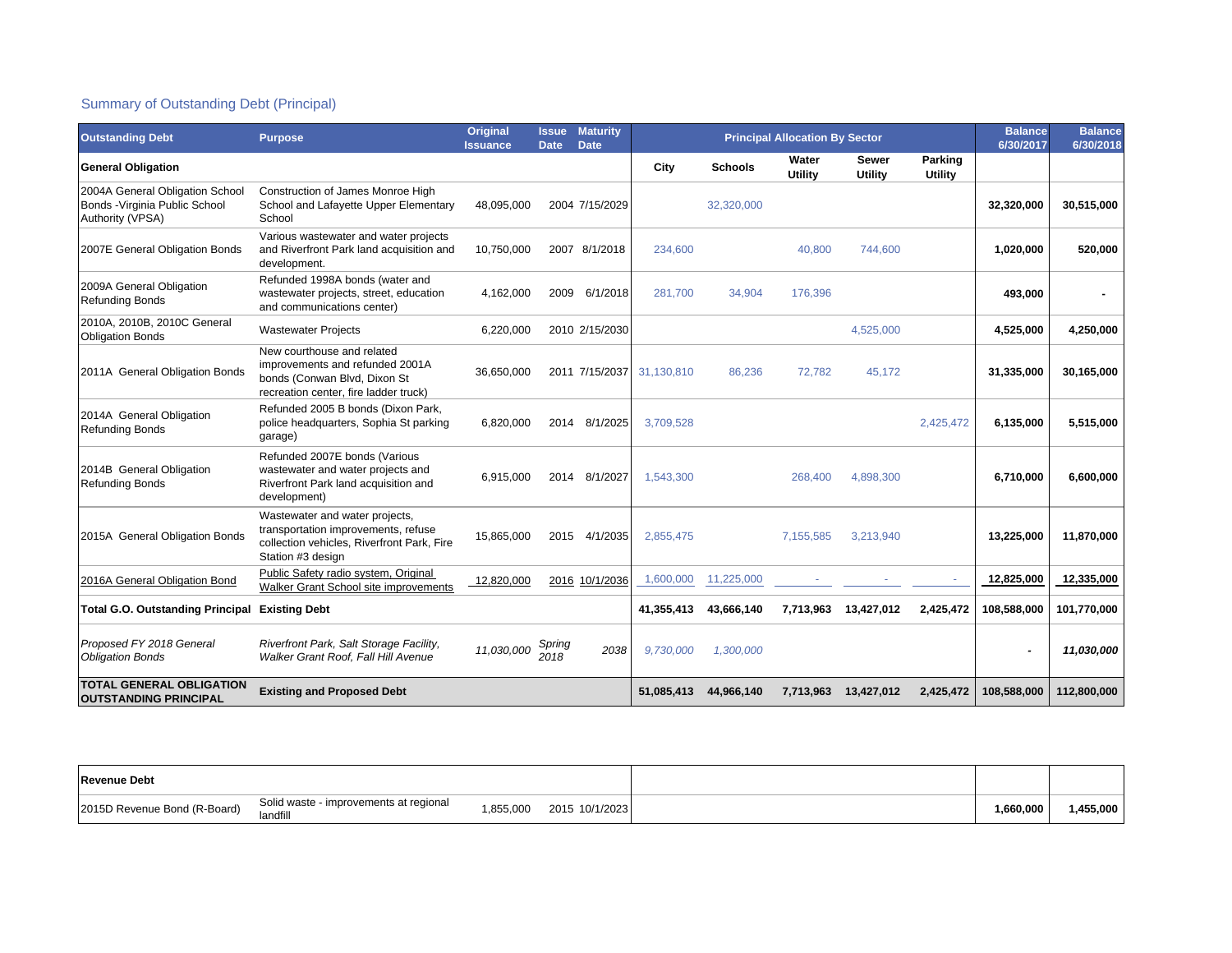## Summary of Outstanding Debt (Principal)

| Outstanding Debt | Purpose | Original Issuance | Issue Date | Maturity Date | Principal Allocation By Sector | | | | | Balance 6/30/2017 | Balance 6/30/2018 |
|---|---|---|---|---|---|---|---|---|---|---|---|
| **General Obligation** | | | | | **City** | **Schools** | **Water Utility** | **Sewer Utility** | **Parking Utility** | | |
| 2004A General Obligation School Bonds -Virginia Public School Authority (VPSA) | Construction of James Monroe High School and Lafayette Upper Elementary School | 48,095,000 | 2004 | 7/15/2029 | | 32,320,000 | | | | **32,320,000** | **30,515,000** |
| 2007E General Obligation Bonds | Various wastewater and water projects and Riverfront Park land acquisition and development. | 10,750,000 | 2007 | 8/1/2018 | 234,600 | | 40,800 | 744,600 | | **1,020,000** | **520,000** |
| 2009A General Obligation Refunding Bonds | Refunded 1998A bonds (water and wastewater projects, street, education and communications center) | 4,162,000 | 2009 | 6/1/2018 | 281,700 | 34,904 | 176,396 | | | **493,000** | **-** |
| 2010A, 2010B, 2010C General Obligation Bonds | Wastewater Projects | 6,220,000 | 2010 | 2/15/2030 | | | | 4,525,000 | | **4,525,000** | **4,250,000** |
| 2011A General Obligation Bonds | New courthouse and related improvements and refunded 2001A bonds (Conwan Blvd, Dixon St recreation center, fire ladder truck) | 36,650,000 | 2011 | 7/15/2037 | 31,130,810 | 86,236 | 72,782 | 45,172 | | **31,335,000** | **30,165,000** |
| 2014A General Obligation Refunding Bonds | Refunded 2005 B bonds (Dixon Park, police headquarters, Sophia St parking garage) | 6,820,000 | 2014 | 8/1/2025 | 3,709,528 | | | | 2,425,472 | **6,135,000** | **5,515,000** |
| 2014B General Obligation Refunding Bonds | Refunded 2007E bonds (Various wastewater and water projects and Riverfront Park land acquisition and development) | 6,915,000 | 2014 | 8/1/2027 | 1,543,300 | | 268,400 | 4,898,300 | | **6,710,000** | **6,600,000** |
| 2015A General Obligation Bonds | Wastewater and water projects, transportation improvements, refuse collection vehicles, Riverfront Park, Fire Station #3 design | 15,865,000 | 2015 | 4/1/2035 | 2,855,475 | | 7,155,585 | 3,213,940 | | **13,225,000** | **11,870,000** |
| 2016A General Obligation Bond | Public Safety radio system, Original Walker Grant School site improvements | 12,820,000 | 2016 | 10/1/2036 | 1,600,000 | 11,225,000 | - | - | - | **12,825,000** | **12,335,000** |
| **Total G.O. Outstanding Principal** | **Existing Debt** | | | | **41,355,413** | **43,666,140** | **7,713,963** | **13,427,012** | **2,425,472** | **108,588,000** | **101,770,000** |
| *Proposed FY 2018 General Obligation Bonds* | *Riverfront Park, Salt Storage Facility, Walker Grant Roof, Fall Hill Avenue* | *11,030,000* | *Spring 2018* | *2038* | *9,730,000* | *1,300,000* | | | | **-** | ***11,030,000*** |
| **TOTAL GENERAL OBLIGATION OUTSTANDING PRINCIPAL** | **Existing and Proposed Debt** | | | | **51,085,413** | **44,966,140** | **7,713,963** | **13,427,012** | **2,425,472** | **108,588,000** | **112,800,000** |

| Revenue Debt | | | | | | | |
|---|---|---|---|---|---|---|---|
| 2015D Revenue Bond (R-Board) | Solid waste - improvements at regional landfill | 1,855,000 | 2015 | 10/1/2023 | | **1,660,000** | **1,455,000** |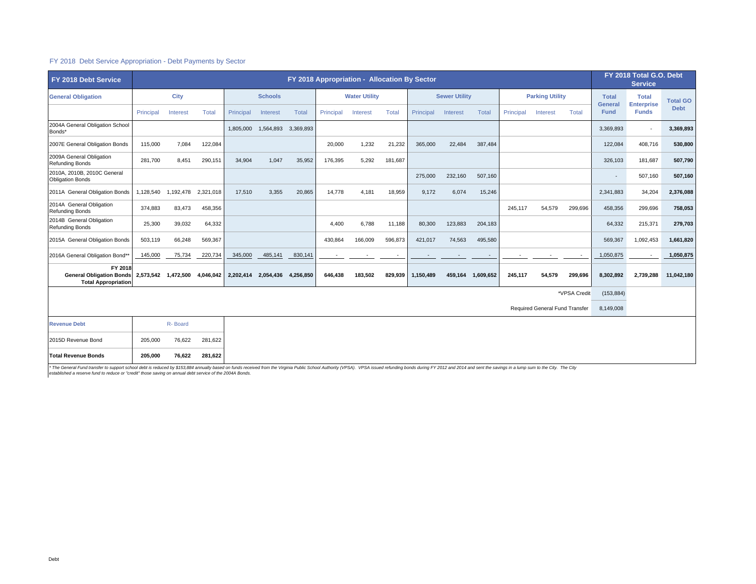FY 2018 Debt Service Appropriation - Debt Payments by Sector

| FY 2018 Debt Service | FY 2018 Appropriation - Allocation By Sector | | | | | | | | | | | | | | | FY 2018 Total G.O. Debt Service | | |
|---|---|---|---|---|---|---|---|---|---|---|---|---|---|---|---|---|---|---|
| General Obligation | City | | | Schools | | | Water Utility | | | Sewer Utility | | | Parking Utility | | | Total General Fund | Total Enterprise Funds | Total GO Debt |
| | Principal | Interest | Total | Principal | Interest | Total | Principal | Interest | Total | Principal | Interest | Total | Principal | Interest | Total | | | |
| 2004A General Obligation School Bonds* | | | | 1,805,000 | 1,564,893 | 3,369,893 | | | | | | | | | | 3,369,893 | - | 3,369,893 |
| 2007E General Obligation Bonds | 115,000 | 7,084 | 122,084 | | | | 20,000 | 1,232 | 21,232 | 365,000 | 22,484 | 387,484 | | | | 122,084 | 408,716 | 530,800 |
| 2009A General Obligation Refunding Bonds | 281,700 | 8,451 | 290,151 | 34,904 | 1,047 | 35,952 | 176,395 | 5,292 | 181,687 | | | | | | | 326,103 | 181,687 | 507,790 |
| 2010A, 2010B, 2010C General Obligation Bonds | | | | | | | | | | 275,000 | 232,160 | 507,160 | | | | - | 507,160 | 507,160 |
| 2011A General Obligation Bonds | 1,128,540 | 1,192,478 | 2,321,018 | 17,510 | 3,355 | 20,865 | 14,778 | 4,181 | 18,959 | 9,172 | 6,074 | 15,246 | | | | 2,341,883 | 34,204 | 2,376,088 |
| 2014A General Obligation Refunding Bonds | 374,883 | 83,473 | 458,356 | | | | | | | | | | 245,117 | 54,579 | 299,696 | 458,356 | 299,696 | 758,053 |
| 2014B General Obligation Refunding Bonds | 25,300 | 39,032 | 64,332 | | | | 4,400 | 6,788 | 11,188 | 80,300 | 123,883 | 204,183 | | | | 64,332 | 215,371 | 279,703 |
| 2015A General Obligation Bonds | 503,119 | 66,248 | 569,367 | | | | 430,864 | 166,009 | 596,873 | 421,017 | 74,563 | 495,580 | | | | 569,367 | 1,092,453 | 1,661,820 |
| 2016A General Obligation Bond** | 145,000 | 75,734 | 220,734 | 345,000 | 485,141 | 830,141 | - | - | - | - | - | - | - | - | - | 1,050,875 | - | 1,050,875 |
| **FY 2018 General Obligation Bonds Total Appropriation** | **2,573,542** | **1,472,500** | **4,046,042** | **2,202,414** | **2,054,436** | **4,256,850** | **646,438** | **183,502** | **829,939** | **1,150,489** | **459,164** | **1,609,652** | **245,117** | **54,579** | **299,696** | **8,302,892** | **2,739,288** | **11,042,180** |
| | | | | | | | | | | | | | | | *VPSA Credit | (153,884) | | |
| | | | | | | | | | | | | | | | Required General Fund Transfer | 8,149,008 | | |

| Revenue Debt | R- Board | | |
|---|---|---|---|
| 2015D Revenue Bond | 205,000 | 76,622 | 281,622 |
| **Total Revenue Bonds** | **205,000** | **76,622** | **281,622** |

*\* The General Fund transfer to support school debt is reduced by $153,884 annually based on funds received from the Virginia Public School Authority (VPSA). VPSA issued refunding bonds during FY 2012 and 2014 and sent the savings in a lump sum to the City. The City established a reserve fund to reduce or "credit" those saving on annual debt service of the 2004A Bonds.*